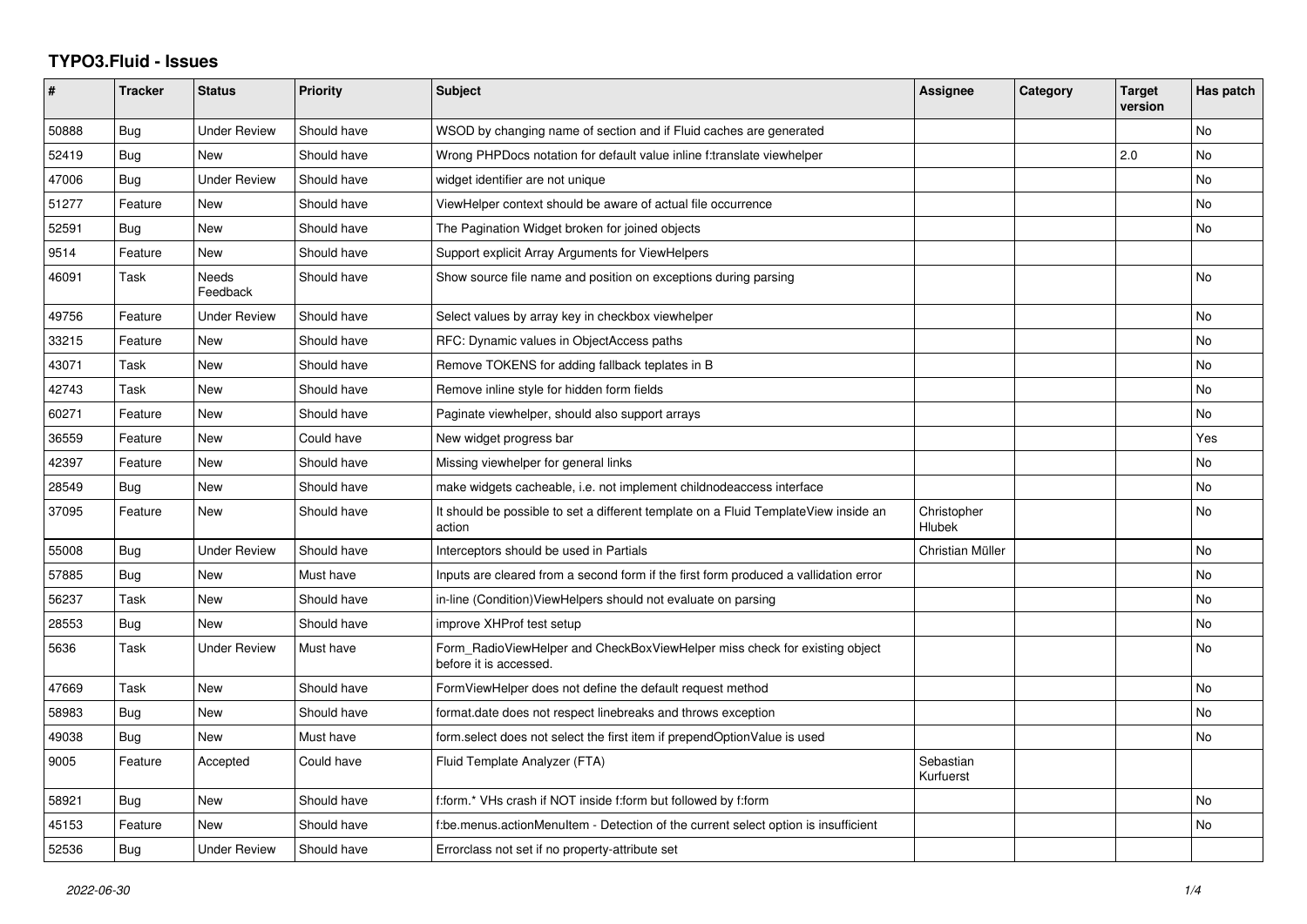# TYPO3.Fluid - Issues

| # | Tracker | Status | Priority | Subject | Assignee | Category | Target version | Has patch |
|---|---|---|---|---|---|---|---|---|
| 50888 | Bug | Under Review | Should have | WSOD by changing name of section and if Fluid caches are generated | | | | No |
| 52419 | Bug | New | Should have | Wrong PHPDocs notation for default value inline f:translate viewhelper | | | 2.0 | No |
| 47006 | Bug | Under Review | Should have | widget identifier are not unique | | | | No |
| 51277 | Feature | New | Should have | ViewHelper context should be aware of actual file occurrence | | | | No |
| 52591 | Bug | New | Should have | The Pagination Widget broken for joined objects | | | | No |
| 9514 | Feature | New | Should have | Support explicit Array Arguments for ViewHelpers | | | | |
| 46091 | Task | Needs Feedback | Should have | Show source file name and position on exceptions during parsing | | | | No |
| 49756 | Feature | Under Review | Should have | Select values by array key in checkbox viewhelper | | | | No |
| 33215 | Feature | New | Should have | RFC: Dynamic values in ObjectAccess paths | | | | No |
| 43071 | Task | New | Should have | Remove TOKENS for adding fallback teplates in B | | | | No |
| 42743 | Task | New | Should have | Remove inline style for hidden form fields | | | | No |
| 60271 | Feature | New | Should have | Paginate viewhelper, should also support arrays | | | | No |
| 36559 | Feature | New | Could have | New widget progress bar | | | | Yes |
| 42397 | Feature | New | Should have | Missing viewhelper for general links | | | | No |
| 28549 | Bug | New | Should have | make widgets cacheable, i.e. not implement childnodeaccess interface | | | | No |
| 37095 | Feature | New | Should have | It should be possible to set a different template on a Fluid TemplateView inside an action | Christopher Hlubek | | | No |
| 55008 | Bug | Under Review | Should have | Interceptors should be used in Partials | Christian Müller | | | No |
| 57885 | Bug | New | Must have | Inputs are cleared from a second form if the first form produced a vallidation error | | | | No |
| 56237 | Task | New | Should have | in-line (Condition)ViewHelpers should not evaluate on parsing | | | | No |
| 28553 | Bug | New | Should have | improve XHProf test setup | | | | No |
| 5636 | Task | Under Review | Must have | Form_RadioViewHelper and CheckBoxViewHelper miss check for existing object before it is accessed. | | | | No |
| 47669 | Task | New | Should have | FormViewHelper does not define the default request method | | | | No |
| 58983 | Bug | New | Should have | format.date does not respect linebreaks and throws exception | | | | No |
| 49038 | Bug | New | Must have | form.select does not select the first item if prependOptionValue is used | | | | No |
| 9005 | Feature | Accepted | Could have | Fluid Template Analyzer (FTA) | Sebastian Kurfuerst | | | |
| 58921 | Bug | New | Should have | f:form.* VHs crash if NOT inside f:form but followed by f:form | | | | No |
| 45153 | Feature | New | Should have | f:be.menus.actionMenuItem - Detection of the current select option is insufficient | | | | No |
| 52536 | Bug | Under Review | Should have | Errorclass not set if no property-attribute set | | | | |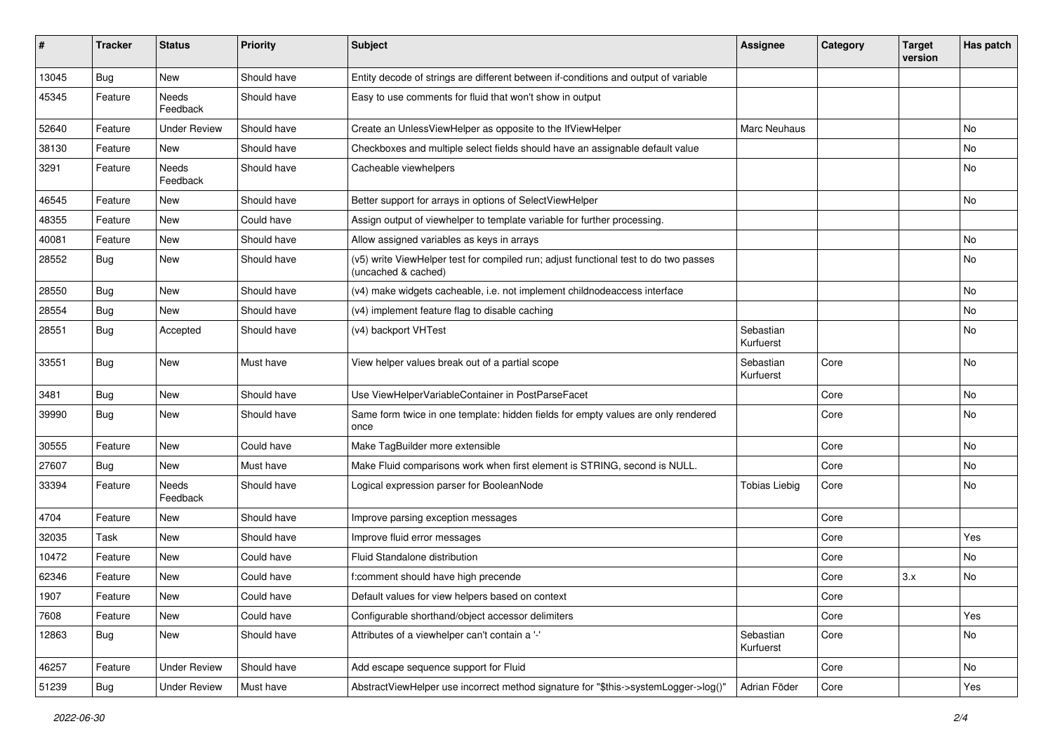| # | Tracker | Status | Priority | Subject | Assignee | Category | Target version | Has patch |
|---|---|---|---|---|---|---|---|---|
| 13045 | Bug | New | Should have | Entity decode of strings are different between if-conditions and output of variable | | | | |
| 45345 | Feature | Needs Feedback | Should have | Easy to use comments for fluid that won't show in output | | | | |
| 52640 | Feature | Under Review | Should have | Create an UnlessViewHelper as opposite to the IfViewHelper | Marc Neuhaus | | | No |
| 38130 | Feature | New | Should have | Checkboxes and multiple select fields should have an assignable default value | | | | No |
| 3291 | Feature | Needs Feedback | Should have | Cacheable viewhelpers | | | | No |
| 46545 | Feature | New | Should have | Better support for arrays in options of SelectViewHelper | | | | No |
| 48355 | Feature | New | Could have | Assign output of viewhelper to template variable for further processing. | | | | |
| 40081 | Feature | New | Should have | Allow assigned variables as keys in arrays | | | | No |
| 28552 | Bug | New | Should have | (v5) write ViewHelper test for compiled run; adjust functional test to do two passes (uncached & cached) | | | | No |
| 28550 | Bug | New | Should have | (v4) make widgets cacheable, i.e. not implement childnodeaccess interface | | | | No |
| 28554 | Bug | New | Should have | (v4) implement feature flag to disable caching | | | | No |
| 28551 | Bug | Accepted | Should have | (v4) backport VHTest | Sebastian Kurfuerst | | | No |
| 33551 | Bug | New | Must have | View helper values break out of a partial scope | Sebastian Kurfuerst | Core | | No |
| 3481 | Bug | New | Should have | Use ViewHelperVariableContainer in PostParseFacet | | Core | | No |
| 39990 | Bug | New | Should have | Same form twice in one template: hidden fields for empty values are only rendered once | | Core | | No |
| 30555 | Feature | New | Could have | Make TagBuilder more extensible | | Core | | No |
| 27607 | Bug | New | Must have | Make Fluid comparisons work when first element is STRING, second is NULL. | | Core | | No |
| 33394 | Feature | Needs Feedback | Should have | Logical expression parser for BooleanNode | Tobias Liebig | Core | | No |
| 4704 | Feature | New | Should have | Improve parsing exception messages | | Core | | |
| 32035 | Task | New | Should have | Improve fluid error messages | | Core | | Yes |
| 10472 | Feature | New | Could have | Fluid Standalone distribution | | Core | | No |
| 62346 | Feature | New | Could have | f:comment should have high precende | | Core | 3.x | No |
| 1907 | Feature | New | Could have | Default values for view helpers based on context | | Core | | |
| 7608 | Feature | New | Could have | Configurable shorthand/object accessor delimiters | | Core | | Yes |
| 12863 | Bug | New | Should have | Attributes of a viewhelper can't contain a '-' | Sebastian Kurfuerst | Core | | No |
| 46257 | Feature | Under Review | Should have | Add escape sequence support for Fluid | | Core | | No |
| 51239 | Bug | Under Review | Must have | AbstractViewHelper use incorrect method signature for "$this->systemLogger->log()" | Adrian Föder | Core | | Yes |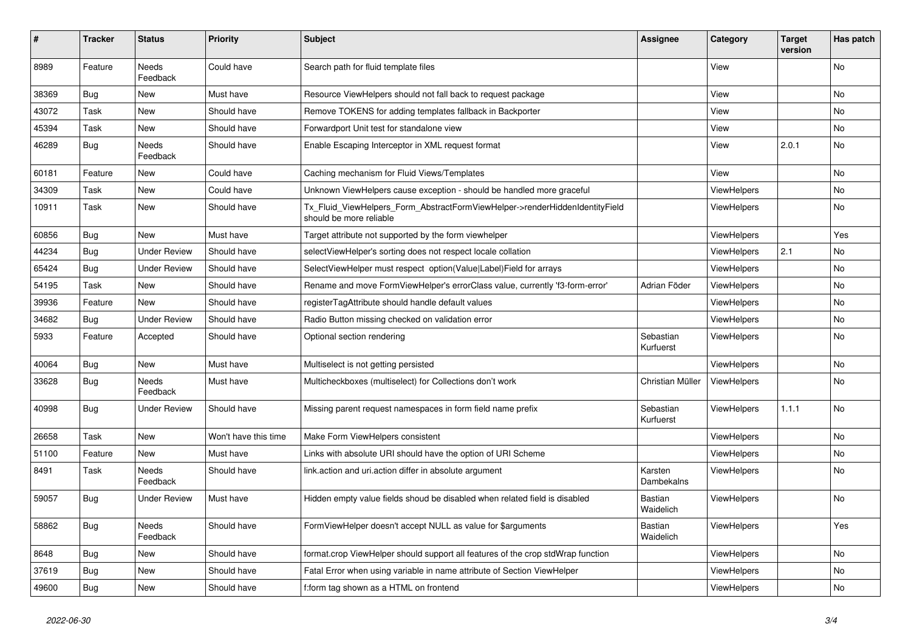| # | Tracker | Status | Priority | Subject | Assignee | Category | Target version | Has patch |
|---|---|---|---|---|---|---|---|---|
| 8989 | Feature | Needs Feedback | Could have | Search path for fluid template files | | View | | No |
| 38369 | Bug | New | Must have | Resource ViewHelpers should not fall back to request package | | View | | No |
| 43072 | Task | New | Should have | Remove TOKENS for adding templates fallback in Backporter | | View | | No |
| 45394 | Task | New | Should have | Forwardport Unit test for standalone view | | View | | No |
| 46289 | Bug | Needs Feedback | Should have | Enable Escaping Interceptor in XML request format | | View | 2.0.1 | No |
| 60181 | Feature | New | Could have | Caching mechanism for Fluid Views/Templates | | View | | No |
| 34309 | Task | New | Could have | Unknown ViewHelpers cause exception - should be handled more graceful | | ViewHelpers | | No |
| 10911 | Task | New | Should have | Tx_Fluid_ViewHelpers_Form_AbstractFormViewHelper->renderHiddenIdentityField should be more reliable | | ViewHelpers | | No |
| 60856 | Bug | New | Must have | Target attribute not supported by the form viewhelper | | ViewHelpers | | Yes |
| 44234 | Bug | Under Review | Should have | selectViewHelper's sorting does not respect locale collation | | ViewHelpers | 2.1 | No |
| 65424 | Bug | Under Review | Should have | SelectViewHelper must respect option(Value\|Label)Field for arrays | | ViewHelpers | | No |
| 54195 | Task | New | Should have | Rename and move FormViewHelper's errorClass value, currently 'f3-form-error' | Adrian Föder | ViewHelpers | | No |
| 39936 | Feature | New | Should have | registerTagAttribute should handle default values | | ViewHelpers | | No |
| 34682 | Bug | Under Review | Should have | Radio Button missing checked on validation error | | ViewHelpers | | No |
| 5933 | Feature | Accepted | Should have | Optional section rendering | Sebastian Kurfuerst | ViewHelpers | | No |
| 40064 | Bug | New | Must have | Multiselect is not getting persisted | | ViewHelpers | | No |
| 33628 | Bug | Needs Feedback | Must have | Multicheckboxes (multiselect) for Collections don't work | Christian Müller | ViewHelpers | | No |
| 40998 | Bug | Under Review | Should have | Missing parent request namespaces in form field name prefix | Sebastian Kurfuerst | ViewHelpers | 1.1.1 | No |
| 26658 | Task | New | Won't have this time | Make Form ViewHelpers consistent | | ViewHelpers | | No |
| 51100 | Feature | New | Must have | Links with absolute URI should have the option of URI Scheme | | ViewHelpers | | No |
| 8491 | Task | Needs Feedback | Should have | link.action and uri.action differ in absolute argument | Karsten Dambekalns | ViewHelpers | | No |
| 59057 | Bug | Under Review | Must have | Hidden empty value fields shoud be disabled when related field is disabled | Bastian Waidelich | ViewHelpers | | No |
| 58862 | Bug | Needs Feedback | Should have | FormViewHelper doesn't accept NULL as value for $arguments | Bastian Waidelich | ViewHelpers | | Yes |
| 8648 | Bug | New | Should have | format.crop ViewHelper should support all features of the crop stdWrap function | | ViewHelpers | | No |
| 37619 | Bug | New | Should have | Fatal Error when using variable in name attribute of Section ViewHelper | | ViewHelpers | | No |
| 49600 | Bug | New | Should have | f:form tag shown as a HTML on frontend | | ViewHelpers | | No |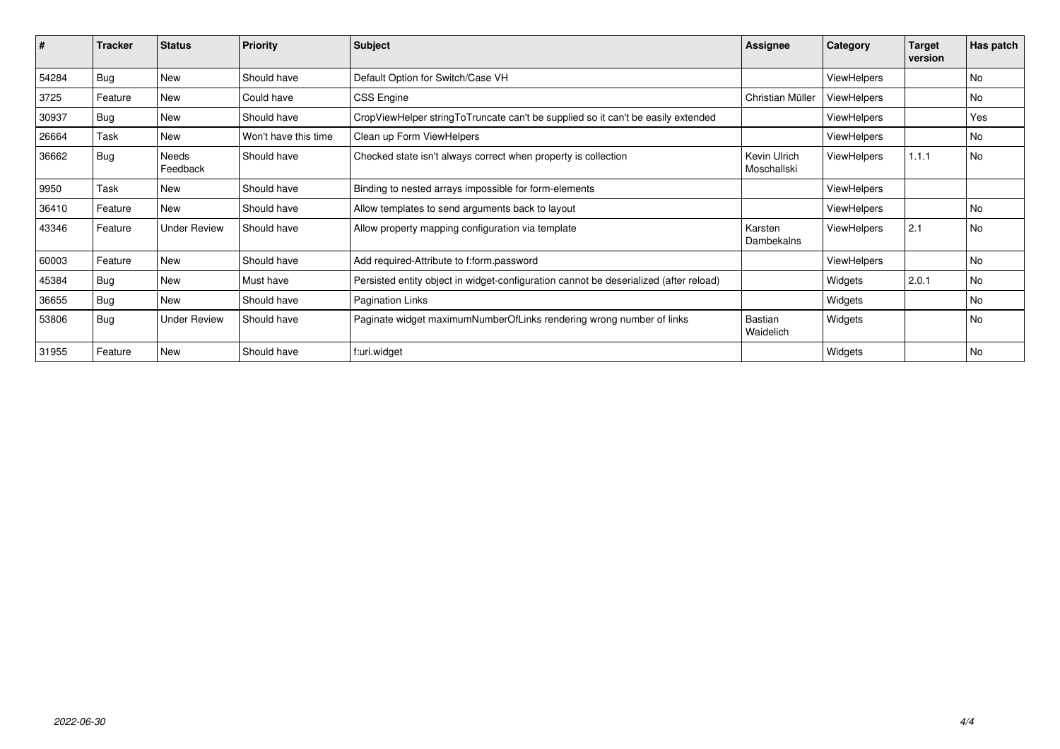| # | Tracker | Status | Priority | Subject | Assignee | Category | Target version | Has patch |
|---|---|---|---|---|---|---|---|---|
| 54284 | Bug | New | Should have | Default Option for Switch/Case VH | | ViewHelpers | | No |
| 3725 | Feature | New | Could have | CSS Engine | Christian Müller | ViewHelpers | | No |
| 30937 | Bug | New | Should have | CropViewHelper stringToTruncate can't be supplied so it can't be easily extended | | ViewHelpers | | Yes |
| 26664 | Task | New | Won't have this time | Clean up Form ViewHelpers | | ViewHelpers | | No |
| 36662 | Bug | Needs Feedback | Should have | Checked state isn't always correct when property is collection | Kevin Ulrich Moschallski | ViewHelpers | 1.1.1 | No |
| 9950 | Task | New | Should have | Binding to nested arrays impossible for form-elements | | ViewHelpers | | |
| 36410 | Feature | New | Should have | Allow templates to send arguments back to layout | | ViewHelpers | | No |
| 43346 | Feature | Under Review | Should have | Allow property mapping configuration via template | Karsten Dambekalns | ViewHelpers | 2.1 | No |
| 60003 | Feature | New | Should have | Add required-Attribute to f:form.password | | ViewHelpers | | No |
| 45384 | Bug | New | Must have | Persisted entity object in widget-configuration cannot be deserialized (after reload) | | Widgets | 2.0.1 | No |
| 36655 | Bug | New | Should have | Pagination Links | | Widgets | | No |
| 53806 | Bug | Under Review | Should have | Paginate widget maximumNumberOfLinks rendering wrong number of links | Bastian Waidelich | Widgets | | No |
| 31955 | Feature | New | Should have | f:uri.widget | | Widgets | | No |

2022-06-30